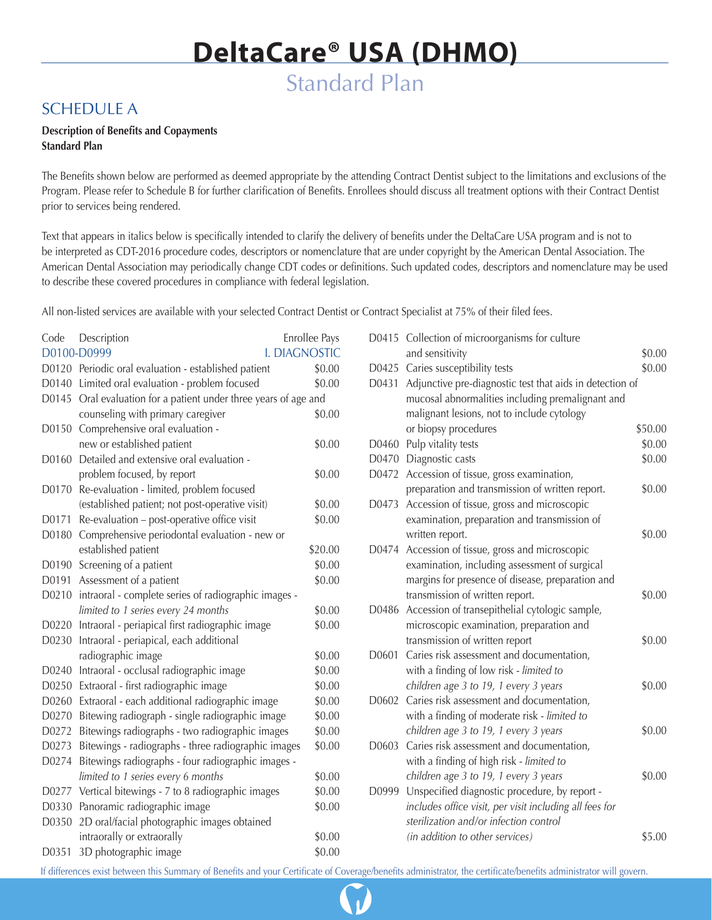# DeltaCare® USA (DHMO)

## Standard Plan

### SCHEDULE A

**Description of Benefits and Copayments**
**Standard Plan**

The Benefits shown below are performed as deemed appropriate by the attending Contract Dentist subject to the limitations and exclusions of the Program. Please refer to Schedule B for further clarification of Benefits. Enrollees should discuss all treatment options with their Contract Dentist prior to services being rendered.

Text that appears in italics below is specifically intended to clarify the delivery of benefits under the DeltaCare USA program and is not to be interpreted as CDT-2016 procedure codes, descriptors or nomenclature that are under copyright by the American Dental Association. The American Dental Association may periodically change CDT codes or definitions. Such updated codes, descriptors and nomenclature may be used to describe these covered procedures in compliance with federal legislation.

All non-listed services are available with your selected Contract Dentist or Contract Specialist at 75% of their filed fees.

| Code | Description | Enrollee Pays |
|---|---|---|
| D0100-D0999 | I. DIAGNOSTIC | |
| D0120 | Periodic oral evaluation - established patient | $0.00 |
| D0140 | Limited oral evaluation - problem focused | $0.00 |
| D0145 | Oral evaluation for a patient under three years of age and counseling with primary caregiver | $0.00 |
| D0150 | Comprehensive oral evaluation - new or established patient | $0.00 |
| D0160 | Detailed and extensive oral evaluation - problem focused, by report | $0.00 |
| D0170 | Re-evaluation - limited, problem focused (established patient; not post-operative visit) | $0.00 |
| D0171 | Re-evaluation – post-operative office visit | $0.00 |
| D0180 | Comprehensive periodontal evaluation - new or established patient | $20.00 |
| D0190 | Screening of a patient | $0.00 |
| D0191 | Assessment of a patient | $0.00 |
| D0210 | intraoral - complete series of radiographic images - *limited to 1 series every 24 months* | $0.00 |
| D0220 | Intraoral - periapical first radiographic image | $0.00 |
| D0230 | Intraoral - periapical, each additional radiographic image | $0.00 |
| D0240 | Intraoral - occlusal radiographic image | $0.00 |
| D0250 | Extraoral - first radiographic image | $0.00 |
| D0260 | Extraoral - each additional radiographic image | $0.00 |
| D0270 | Bitewing radiograph - single radiographic image | $0.00 |
| D0272 | Bitewings radiographs - two radiographic images | $0.00 |
| D0273 | Bitewings - radiographs - three radiographic images | $0.00 |
| D0274 | Bitewings radiographs - four radiographic images - *limited to 1 series every 6 months* | $0.00 |
| D0277 | Vertical bitewings - 7 to 8 radiographic images | $0.00 |
| D0330 | Panoramic radiographic image | $0.00 |
| D0350 | 2D oral/facial photographic images obtained intraorally or extraorally | $0.00 |
| D0351 | 3D photographic image | $0.00 |
| D0415 | Collection of microorganisms for culture and sensitivity | $0.00 |
| D0425 | Caries susceptibility tests | $0.00 |
| D0431 | Adjunctive pre-diagnostic test that aids in detection of mucosal abnormalities including premalignant and malignant lesions, not to include cytology or biopsy procedures | $50.00 |
| D0460 | Pulp vitality tests | $0.00 |
| D0470 | Diagnostic casts | $0.00 |
| D0472 | Accession of tissue, gross examination, preparation and transmission of written report. | $0.00 |
| D0473 | Accession of tissue, gross and microscopic examination, preparation and transmission of written report. | $0.00 |
| D0474 | Accession of tissue, gross and microscopic examination, including assessment of surgical margins for presence of disease, preparation and transmission of written report. | $0.00 |
| D0486 | Accession of transepithelial cytologic sample, microscopic examination, preparation and transmission of written report | $0.00 |
| D0601 | Caries risk assessment and documentation, with a finding of low risk - *limited to children age 3 to 19, 1 every 3 years* | $0.00 |
| D0602 | Caries risk assessment and documentation, with a finding of moderate risk - *limited to children age 3 to 19, 1 every 3 years* | $0.00 |
| D0603 | Caries risk assessment and documentation, with a finding of high risk - *limited to children age 3 to 19, 1 every 3 years* | $0.00 |
| D0999 | Unspecified diagnostic procedure, by report - *includes office visit, per visit including all fees for sterilization and/or infection control (in addition to other services)* | $5.00 |

If differences exist between this Summary of Benefits and your Certificate of Coverage/benefits administrator, the certificate/benefits administrator will govern.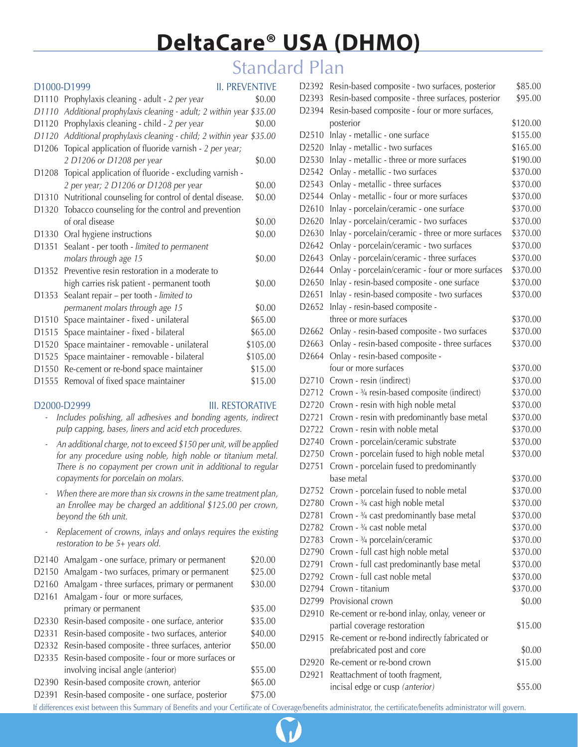# DeltaCare® USA (DHMO)

## Standard Plan

| D1000-D1999 | II. PREVENTIVE | |
|---|---|---|
| D1110 | Prophylaxis cleaning - adult - *2 per year* | $0.00 |
| *D1110* | *Additional prophylaxis cleaning - adult; 2 within year* | *$35.00* |
| D1120 | Prophylaxis cleaning - child - *2 per year* | $0.00 |
| *D1120* | *Additional prophylaxis cleaning - child; 2 within year* | *$35.00* |
| D1206 | Topical application of fluoride varnish - *2 per year; 2 D1206 or D1208 per year* | $0.00 |
| D1208 | Topical application of fluoride - excluding varnish - *2 per year; 2 D1206 or D1208 per year* | $0.00 |
| D1310 | Nutritional counseling for control of dental disease. | $0.00 |
| D1320 | Tobacco counseling for the control and prevention of oral disease | $0.00 |
| D1330 | Oral hygiene instructions | $0.00 |
| D1351 | Sealant - per tooth - *limited to permanent molars through age 15* | $0.00 |
| D1352 | Preventive resin restoration in a moderate to high carries risk patient - permanent tooth | $0.00 |
| D1353 | Sealant repair – per tooth - *limited to permanent molars through age 15* | $0.00 |
| D1510 | Space maintainer - fixed - unilateral | $65.00 |
| D1515 | Space maintainer - fixed - bilateral | $65.00 |
| D1520 | Space maintainer - removable - unilateral | $105.00 |
| D1525 | Space maintainer - removable - bilateral | $105.00 |
| D1550 | Re-cement or re-bond space maintainer | $15.00 |
| D1555 | Removal of fixed space maintainer | $15.00 |

**D2000-D2999 — III. RESTORATIVE**

- *Includes polishing, all adhesives and bonding agents, indirect pulp capping, bases, liners and acid etch procedures.*
- *An additional charge, not to exceed $150 per unit, will be applied for any procedure using noble, high noble or titanium metal. There is no copayment per crown unit in additional to regular copayments for porcelain on molars.*
- *When there are more than six crowns in the same treatment plan, an Enrollee may be charged an additional $125.00 per crown, beyond the 6th unit.*
- *Replacement of crowns, inlays and onlays requires the existing restoration to be 5+ years old.*

| Code | Procedure | Copayment |
|---|---|---|
| D2140 | Amalgam - one surface, primary or permanent | $20.00 |
| D2150 | Amalgam - two surfaces, primary or permanent | $25.00 |
| D2160 | Amalgam - three surfaces, primary or permanent | $30.00 |
| D2161 | Amalgam - four or more surfaces, primary or permanent | $35.00 |
| D2330 | Resin-based composite - one surface, anterior | $35.00 |
| D2331 | Resin-based composite - two surfaces, anterior | $40.00 |
| D2332 | Resin-based composite - three surfaces, anterior | $50.00 |
| D2335 | Resin-based composite - four or more surfaces or involving incisal angle (anterior) | $55.00 |
| D2390 | Resin-based composite crown, anterior | $65.00 |
| D2391 | Resin-based composite - one surface, posterior | $75.00 |
| D2392 | Resin-based composite - two surfaces, posterior | $85.00 |
| D2393 | Resin-based composite - three surfaces, posterior | $95.00 |
| D2394 | Resin-based composite - four or more surfaces, posterior | $120.00 |
| D2510 | Inlay - metallic - one surface | $155.00 |
| D2520 | Inlay - metallic - two surfaces | $165.00 |
| D2530 | Inlay - metallic - three or more surfaces | $190.00 |
| D2542 | Onlay - metallic - two surfaces | $370.00 |
| D2543 | Onlay - metallic - three surfaces | $370.00 |
| D2544 | Onlay - metallic - four or more surfaces | $370.00 |
| D2610 | Inlay - porcelain/ceramic - one surface | $370.00 |
| D2620 | Inlay - porcelain/ceramic - two surfaces | $370.00 |
| D2630 | Inlay - porcelain/ceramic - three or more surfaces | $370.00 |
| D2642 | Onlay - porcelain/ceramic - two surfaces | $370.00 |
| D2643 | Onlay - porcelain/ceramic - three surfaces | $370.00 |
| D2644 | Onlay - porcelain/ceramic - four or more surfaces | $370.00 |
| D2650 | Inlay - resin-based composite - one surface | $370.00 |
| D2651 | Inlay - resin-based composite - two surfaces | $370.00 |
| D2652 | Inlay - resin-based composite - three or more surfaces | $370.00 |
| D2662 | Onlay - resin-based composite - two surfaces | $370.00 |
| D2663 | Onlay - resin-based composite - three surfaces | $370.00 |
| D2664 | Onlay - resin-based composite - four or more surfaces | $370.00 |
| D2710 | Crown - resin (indirect) | $370.00 |
| D2712 | Crown - ¾ resin-based composite (indirect) | $370.00 |
| D2720 | Crown - resin with high noble metal | $370.00 |
| D2721 | Crown - resin with predominantly base metal | $370.00 |
| D2722 | Crown - resin with noble metal | $370.00 |
| D2740 | Crown - porcelain/ceramic substrate | $370.00 |
| D2750 | Crown - porcelain fused to high noble metal | $370.00 |
| D2751 | Crown - porcelain fused to predominantly base metal | $370.00 |
| D2752 | Crown - porcelain fused to noble metal | $370.00 |
| D2780 | Crown - ¾ cast high noble metal | $370.00 |
| D2781 | Crown - ¾ cast predominantly base metal | $370.00 |
| D2782 | Crown - ¾ cast noble metal | $370.00 |
| D2783 | Crown - ¾ porcelain/ceramic | $370.00 |
| D2790 | Crown - full cast high noble metal | $370.00 |
| D2791 | Crown - full cast predominantly base metal | $370.00 |
| D2792 | Crown - full cast noble metal | $370.00 |
| D2794 | Crown - titanium | $370.00 |
| D2799 | Provisional crown | $0.00 |
| D2910 | Re-cement or re-bond inlay, onlay, veneer or partial coverage restoration | $15.00 |
| D2915 | Re-cement or re-bond indirectly fabricated or prefabricated post and core | $0.00 |
| D2920 | Re-cement or re-bond crown | $15.00 |
| D2921 | Reattachment of tooth fragment, incisal edge or cusp *(anterior)* | $55.00 |

If differences exist between this Summary of Benefits and your Certificate of Coverage/benefits administrator, the certificate/benefits administrator will govern.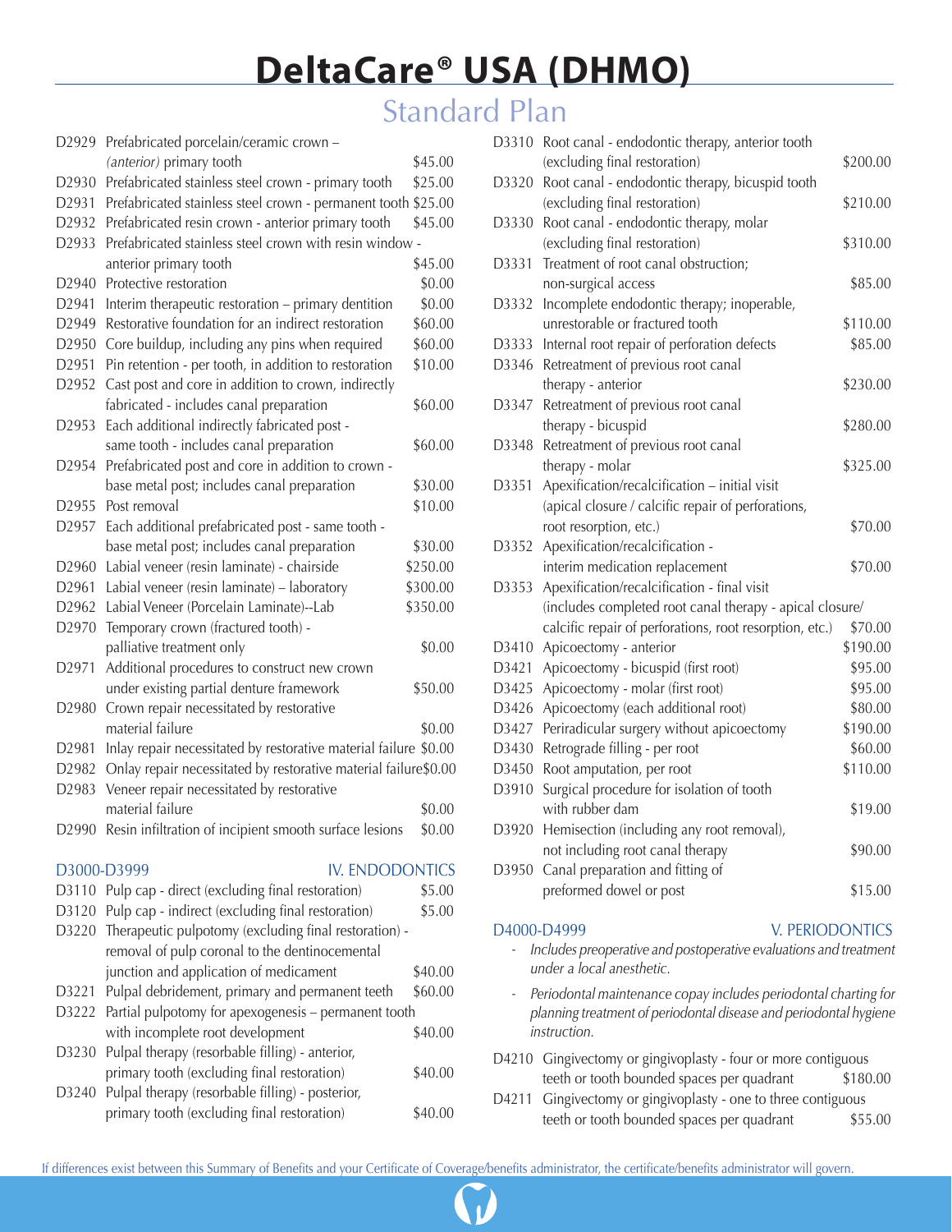# DeltaCare® USA (DHMO)

## Standard Plan

| Code | Description | Copay |
|---|---|---|
| D2929 | Prefabricated porcelain/ceramic crown – *(anterior)* primary tooth | $45.00 |
| D2930 | Prefabricated stainless steel crown - primary tooth | $25.00 |
| D2931 | Prefabricated stainless steel crown - permanent tooth | $25.00 |
| D2932 | Prefabricated resin crown - anterior primary tooth | $45.00 |
| D2933 | Prefabricated stainless steel crown with resin window - anterior primary tooth | $45.00 |
| D2940 | Protective restoration | $0.00 |
| D2941 | Interim therapeutic restoration – primary dentition | $0.00 |
| D2949 | Restorative foundation for an indirect restoration | $60.00 |
| D2950 | Core buildup, including any pins when required | $60.00 |
| D2951 | Pin retention - per tooth, in addition to restoration | $10.00 |
| D2952 | Cast post and core in addition to crown, indirectly fabricated - includes canal preparation | $60.00 |
| D2953 | Each additional indirectly fabricated post - same tooth - includes canal preparation | $60.00 |
| D2954 | Prefabricated post and core in addition to crown - base metal post; includes canal preparation | $30.00 |
| D2955 | Post removal | $10.00 |
| D2957 | Each additional prefabricated post - same tooth - base metal post; includes canal preparation | $30.00 |
| D2960 | Labial veneer (resin laminate) - chairside | $250.00 |
| D2961 | Labial veneer (resin laminate) – laboratory | $300.00 |
| D2962 | Labial Veneer (Porcelain Laminate)--Lab | $350.00 |
| D2970 | Temporary crown (fractured tooth) - palliative treatment only | $0.00 |
| D2971 | Additional procedures to construct new crown under existing partial denture framework | $50.00 |
| D2980 | Crown repair necessitated by restorative material failure | $0.00 |
| D2981 | Inlay repair necessitated by restorative material failure | $0.00 |
| D2982 | Onlay repair necessitated by restorative material failure | $0.00 |
| D2983 | Veneer repair necessitated by restorative material failure | $0.00 |
| D2990 | Resin infiltration of incipient smooth surface lesions | $0.00 |

### D3000-D3999 IV. ENDODONTICS

| Code | Description | Copay |
|---|---|---|
| D3110 | Pulp cap - direct (excluding final restoration) | $5.00 |
| D3120 | Pulp cap - indirect (excluding final restoration) | $5.00 |
| D3220 | Therapeutic pulpotomy (excluding final restoration) - removal of pulp coronal to the dentinocemental junction and application of medicament | $40.00 |
| D3221 | Pulpal debridement, primary and permanent teeth | $60.00 |
| D3222 | Partial pulpotomy for apexogenesis – permanent tooth with incomplete root development | $40.00 |
| D3230 | Pulpal therapy (resorbable filling) - anterior, primary tooth (excluding final restoration) | $40.00 |
| D3240 | Pulpal therapy (resorbable filling) - posterior, primary tooth (excluding final restoration) | $40.00 |
| D3310 | Root canal - endodontic therapy, anterior tooth (excluding final restoration) | $200.00 |
| D3320 | Root canal - endodontic therapy, bicuspid tooth (excluding final restoration) | $210.00 |
| D3330 | Root canal - endodontic therapy, molar (excluding final restoration) | $310.00 |
| D3331 | Treatment of root canal obstruction; non-surgical access | $85.00 |
| D3332 | Incomplete endodontic therapy; inoperable, unrestorable or fractured tooth | $110.00 |
| D3333 | Internal root repair of perforation defects | $85.00 |
| D3346 | Retreatment of previous root canal therapy - anterior | $230.00 |
| D3347 | Retreatment of previous root canal therapy - bicuspid | $280.00 |
| D3348 | Retreatment of previous root canal therapy - molar | $325.00 |
| D3351 | Apexification/recalcification – initial visit (apical closure / calcific repair of perforations, root resorption, etc.) | $70.00 |
| D3352 | Apexification/recalcification - interim medication replacement | $70.00 |
| D3353 | Apexification/recalcification - final visit (includes completed root canal therapy - apical closure/ calcific repair of perforations, root resorption, etc.) | $70.00 |
| D3410 | Apicoectomy - anterior | $190.00 |
| D3421 | Apicoectomy - bicuspid (first root) | $95.00 |
| D3425 | Apicoectomy - molar (first root) | $95.00 |
| D3426 | Apicoectomy (each additional root) | $80.00 |
| D3427 | Periradicular surgery without apicoectomy | $190.00 |
| D3430 | Retrograde filling - per root | $60.00 |
| D3450 | Root amputation, per root | $110.00 |
| D3910 | Surgical procedure for isolation of tooth with rubber dam | $19.00 |
| D3920 | Hemisection (including any root removal), not including root canal therapy | $90.00 |
| D3950 | Canal preparation and fitting of preformed dowel or post | $15.00 |

### D4000-D4999 V. PERIODONTICS

- *Includes preoperative and postoperative evaluations and treatment under a local anesthetic.*
- *Periodontal maintenance copay includes periodontal charting for planning treatment of periodontal disease and periodontal hygiene instruction.*

| Code | Description | Copay |
|---|---|---|
| D4210 | Gingivectomy or gingivoplasty - four or more contiguous teeth or tooth bounded spaces per quadrant | $180.00 |
| D4211 | Gingivectomy or gingivoplasty - one to three contiguous teeth or tooth bounded spaces per quadrant | $55.00 |

If differences exist between this Summary of Benefits and your Certificate of Coverage/benefits administrator, the certificate/benefits administrator will govern.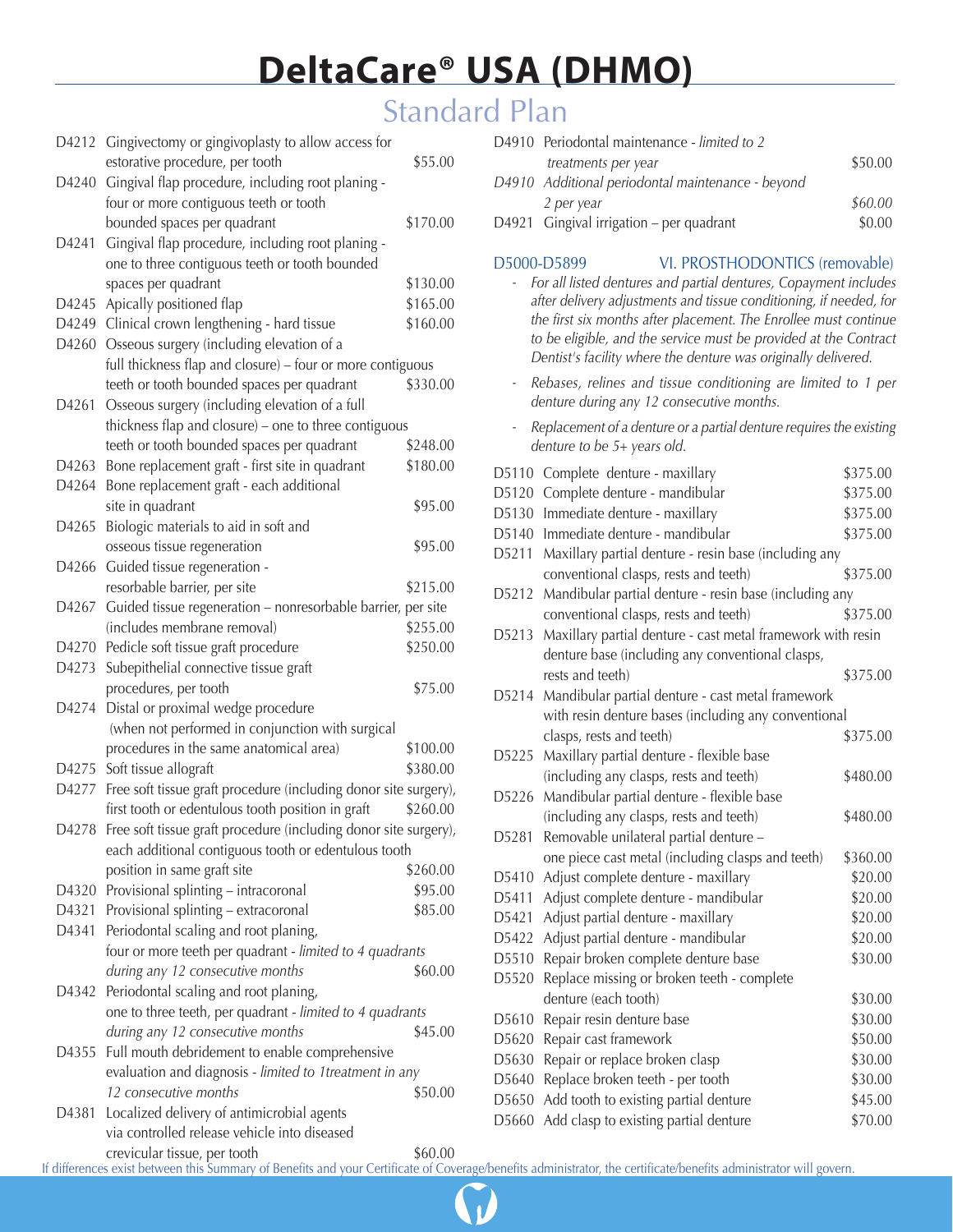# DeltaCare® USA (DHMO)

## Standard Plan

| Code | Description | Copayment |
|---|---|---|
| D4212 | Gingivectomy or gingivoplasty to allow access for estorative procedure, per tooth | $55.00 |
| D4240 | Gingival flap procedure, including root planing - four or more contiguous teeth or tooth bounded spaces per quadrant | $170.00 |
| D4241 | Gingival flap procedure, including root planing - one to three contiguous teeth or tooth bounded spaces per quadrant | $130.00 |
| D4245 | Apically positioned flap | $165.00 |
| D4249 | Clinical crown lengthening - hard tissue | $160.00 |
| D4260 | Osseous surgery (including elevation of a full thickness flap and closure) – four or more contiguous teeth or tooth bounded spaces per quadrant | $330.00 |
| D4261 | Osseous surgery (including elevation of a full thickness flap and closure) – one to three contiguous teeth or tooth bounded spaces per quadrant | $248.00 |
| D4263 | Bone replacement graft - first site in quadrant | $180.00 |
| D4264 | Bone replacement graft - each additional site in quadrant | $95.00 |
| D4265 | Biologic materials to aid in soft and osseous tissue regeneration | $95.00 |
| D4266 | Guided tissue regeneration - resorbable barrier, per site | $215.00 |
| D4267 | Guided tissue regeneration – nonresorbable barrier, per site (includes membrane removal) | $255.00 |
| D4270 | Pedicle soft tissue graft procedure | $250.00 |
| D4273 | Subepithelial connective tissue graft procedures, per tooth | $75.00 |
| D4274 | Distal or proximal wedge procedure (when not performed in conjunction with surgical procedures in the same anatomical area) | $100.00 |
| D4275 | Soft tissue allograft | $380.00 |
| D4277 | Free soft tissue graft procedure (including donor site surgery), first tooth or edentulous tooth position in graft | $260.00 |
| D4278 | Free soft tissue graft procedure (including donor site surgery), each additional contiguous tooth or edentulous tooth position in same graft site | $260.00 |
| D4320 | Provisional splinting – intracoronal | $95.00 |
| D4321 | Provisional splinting – extracoronal | $85.00 |
| D4341 | Periodontal scaling and root planing, four or more teeth per quadrant - *limited to 4 quadrants during any 12 consecutive months* | $60.00 |
| D4342 | Periodontal scaling and root planing, one to three teeth, per quadrant - *limited to 4 quadrants during any 12 consecutive months* | $45.00 |
| D4355 | Full mouth debridement to enable comprehensive evaluation and diagnosis - *limited to 1treatment in any 12 consecutive months* | $50.00 |
| D4381 | Localized delivery of antimicrobial agents via controlled release vehicle into diseased crevicular tissue, per tooth | $60.00 |
| D4910 | Periodontal maintenance - *limited to 2 treatments per year* | $50.00 |
| *D4910* | *Additional periodontal maintenance - beyond 2 per year* | *$60.00* |
| D4921 | Gingival irrigation – per quadrant | $0.00 |

### D5000-D5899 VI. PROSTHODONTICS (removable)

- *For all listed dentures and partial dentures, Copayment includes after delivery adjustments and tissue conditioning, if needed, for the first six months after placement. The Enrollee must continue to be eligible, and the service must be provided at the Contract Dentist's facility where the denture was originally delivered.*
- *Rebases, relines and tissue conditioning are limited to 1 per denture during any 12 consecutive months.*
- *Replacement of a denture or a partial denture requires the existing denture to be 5+ years old.*

| Code | Description | Copayment |
|---|---|---|
| D5110 | Complete denture - maxillary | $375.00 |
| D5120 | Complete denture - mandibular | $375.00 |
| D5130 | Immediate denture - maxillary | $375.00 |
| D5140 | Immediate denture - mandibular | $375.00 |
| D5211 | Maxillary partial denture - resin base (including any conventional clasps, rests and teeth) | $375.00 |
| D5212 | Mandibular partial denture - resin base (including any conventional clasps, rests and teeth) | $375.00 |
| D5213 | Maxillary partial denture - cast metal framework with resin denture base (including any conventional clasps, rests and teeth) | $375.00 |
| D5214 | Mandibular partial denture - cast metal framework with resin denture bases (including any conventional clasps, rests and teeth) | $375.00 |
| D5225 | Maxillary partial denture - flexible base (including any clasps, rests and teeth) | $480.00 |
| D5226 | Mandibular partial denture - flexible base (including any clasps, rests and teeth) | $480.00 |
| D5281 | Removable unilateral partial denture – one piece cast metal (including clasps and teeth) | $360.00 |
| D5410 | Adjust complete denture - maxillary | $20.00 |
| D5411 | Adjust complete denture - mandibular | $20.00 |
| D5421 | Adjust partial denture - maxillary | $20.00 |
| D5422 | Adjust partial denture - mandibular | $20.00 |
| D5510 | Repair broken complete denture base | $30.00 |
| D5520 | Replace missing or broken teeth - complete denture (each tooth) | $30.00 |
| D5610 | Repair resin denture base | $30.00 |
| D5620 | Repair cast framework | $50.00 |
| D5630 | Repair or replace broken clasp | $30.00 |
| D5640 | Replace broken teeth - per tooth | $30.00 |
| D5650 | Add tooth to existing partial denture | $45.00 |
| D5660 | Add clasp to existing partial denture | $70.00 |

If differences exist between this Summary of Benefits and your Certificate of Coverage/benefits administrator, the certificate/benefits administrator will govern.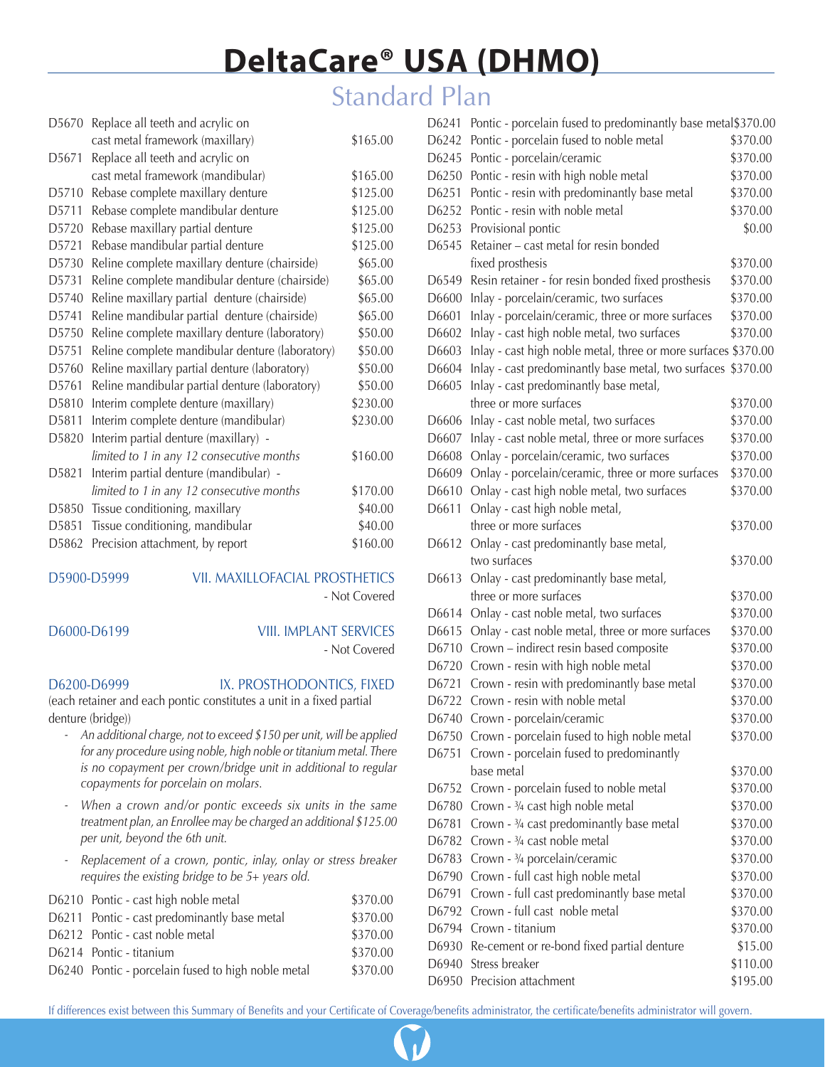# DeltaCare® USA (DHMO)

## Standard Plan

| Code | Description | Copayment |
|---|---|---|
| D5670 | Replace all teeth and acrylic on cast metal framework (maxillary) | $165.00 |
| D5671 | Replace all teeth and acrylic on cast metal framework (mandibular) | $165.00 |
| D5710 | Rebase complete maxillary denture | $125.00 |
| D5711 | Rebase complete mandibular denture | $125.00 |
| D5720 | Rebase maxillary partial denture | $125.00 |
| D5721 | Rebase mandibular partial denture | $125.00 |
| D5730 | Reline complete maxillary denture (chairside) | $65.00 |
| D5731 | Reline complete mandibular denture (chairside) | $65.00 |
| D5740 | Reline maxillary partial denture (chairside) | $65.00 |
| D5741 | Reline mandibular partial denture (chairside) | $65.00 |
| D5750 | Reline complete maxillary denture (laboratory) | $50.00 |
| D5751 | Reline complete mandibular denture (laboratory) | $50.00 |
| D5760 | Reline maxillary partial denture (laboratory) | $50.00 |
| D5761 | Reline mandibular partial denture (laboratory) | $50.00 |
| D5810 | Interim complete denture (maxillary) | $230.00 |
| D5811 | Interim complete denture (mandibular) | $230.00 |
| D5820 | Interim partial denture (maxillary) - *limited to 1 in any 12 consecutive months* | $160.00 |
| D5821 | Interim partial denture (mandibular) - *limited to 1 in any 12 consecutive months* | $170.00 |
| D5850 | Tissue conditioning, maxillary | $40.00 |
| D5851 | Tissue conditioning, mandibular | $40.00 |
| D5862 | Precision attachment, by report | $160.00 |

### D5900-D5999 VII. MAXILLOFACIAL PROSTHETICS

- Not Covered

### D6000-D6199 VIII. IMPLANT SERVICES

- Not Covered

### D6200-D6999 IX. PROSTHODONTICS, FIXED

(each retainer and each pontic constitutes a unit in a fixed partial denture (bridge))

- *An additional charge, not to exceed $150 per unit, will be applied for any procedure using noble, high noble or titanium metal. There is no copayment per crown/bridge unit in additional to regular copayments for porcelain on molars.*
- *When a crown and/or pontic exceeds six units in the same treatment plan, an Enrollee may be charged an additional $125.00 per unit, beyond the 6th unit.*
- *Replacement of a crown, pontic, inlay, onlay or stress breaker requires the existing bridge to be 5+ years old.*

| Code | Description | Copayment |
|---|---|---|
| D6210 | Pontic - cast high noble metal | $370.00 |
| D6211 | Pontic - cast predominantly base metal | $370.00 |
| D6212 | Pontic - cast noble metal | $370.00 |
| D6214 | Pontic - titanium | $370.00 |
| D6240 | Pontic - porcelain fused to high noble metal | $370.00 |
| D6241 | Pontic - porcelain fused to predominantly base metal | $370.00 |
| D6242 | Pontic - porcelain fused to noble metal | $370.00 |
| D6245 | Pontic - porcelain/ceramic | $370.00 |
| D6250 | Pontic - resin with high noble metal | $370.00 |
| D6251 | Pontic - resin with predominantly base metal | $370.00 |
| D6252 | Pontic - resin with noble metal | $370.00 |
| D6253 | Provisional pontic | $0.00 |
| D6545 | Retainer – cast metal for resin bonded fixed prosthesis | $370.00 |
| D6549 | Resin retainer - for resin bonded fixed prosthesis | $370.00 |
| D6600 | Inlay - porcelain/ceramic, two surfaces | $370.00 |
| D6601 | Inlay - porcelain/ceramic, three or more surfaces | $370.00 |
| D6602 | Inlay - cast high noble metal, two surfaces | $370.00 |
| D6603 | Inlay - cast high noble metal, three or more surfaces | $370.00 |
| D6604 | Inlay - cast predominantly base metal, two surfaces | $370.00 |
| D6605 | Inlay - cast predominantly base metal, three or more surfaces | $370.00 |
| D6606 | Inlay - cast noble metal, two surfaces | $370.00 |
| D6607 | Inlay - cast noble metal, three or more surfaces | $370.00 |
| D6608 | Onlay - porcelain/ceramic, two surfaces | $370.00 |
| D6609 | Onlay - porcelain/ceramic, three or more surfaces | $370.00 |
| D6610 | Onlay - cast high noble metal, two surfaces | $370.00 |
| D6611 | Onlay - cast high noble metal, three or more surfaces | $370.00 |
| D6612 | Onlay - cast predominantly base metal, two surfaces | $370.00 |
| D6613 | Onlay - cast predominantly base metal, three or more surfaces | $370.00 |
| D6614 | Onlay - cast noble metal, two surfaces | $370.00 |
| D6615 | Onlay - cast noble metal, three or more surfaces | $370.00 |
| D6710 | Crown – indirect resin based composite | $370.00 |
| D6720 | Crown - resin with high noble metal | $370.00 |
| D6721 | Crown - resin with predominantly base metal | $370.00 |
| D6722 | Crown - resin with noble metal | $370.00 |
| D6740 | Crown - porcelain/ceramic | $370.00 |
| D6750 | Crown - porcelain fused to high noble metal | $370.00 |
| D6751 | Crown - porcelain fused to predominantly base metal | $370.00 |
| D6752 | Crown - porcelain fused to noble metal | $370.00 |
| D6780 | Crown - ¾ cast high noble metal | $370.00 |
| D6781 | Crown - ¾ cast predominantly base metal | $370.00 |
| D6782 | Crown - ¾ cast noble metal | $370.00 |
| D6783 | Crown - ¾ porcelain/ceramic | $370.00 |
| D6790 | Crown - full cast high noble metal | $370.00 |
| D6791 | Crown - full cast predominantly base metal | $370.00 |
| D6792 | Crown - full cast noble metal | $370.00 |
| D6794 | Crown - titanium | $370.00 |
| D6930 | Re-cement or re-bond fixed partial denture | $15.00 |
| D6940 | Stress breaker | $110.00 |
| D6950 | Precision attachment | $195.00 |

If differences exist between this Summary of Benefits and your Certificate of Coverage/benefits administrator, the certificate/benefits administrator will govern.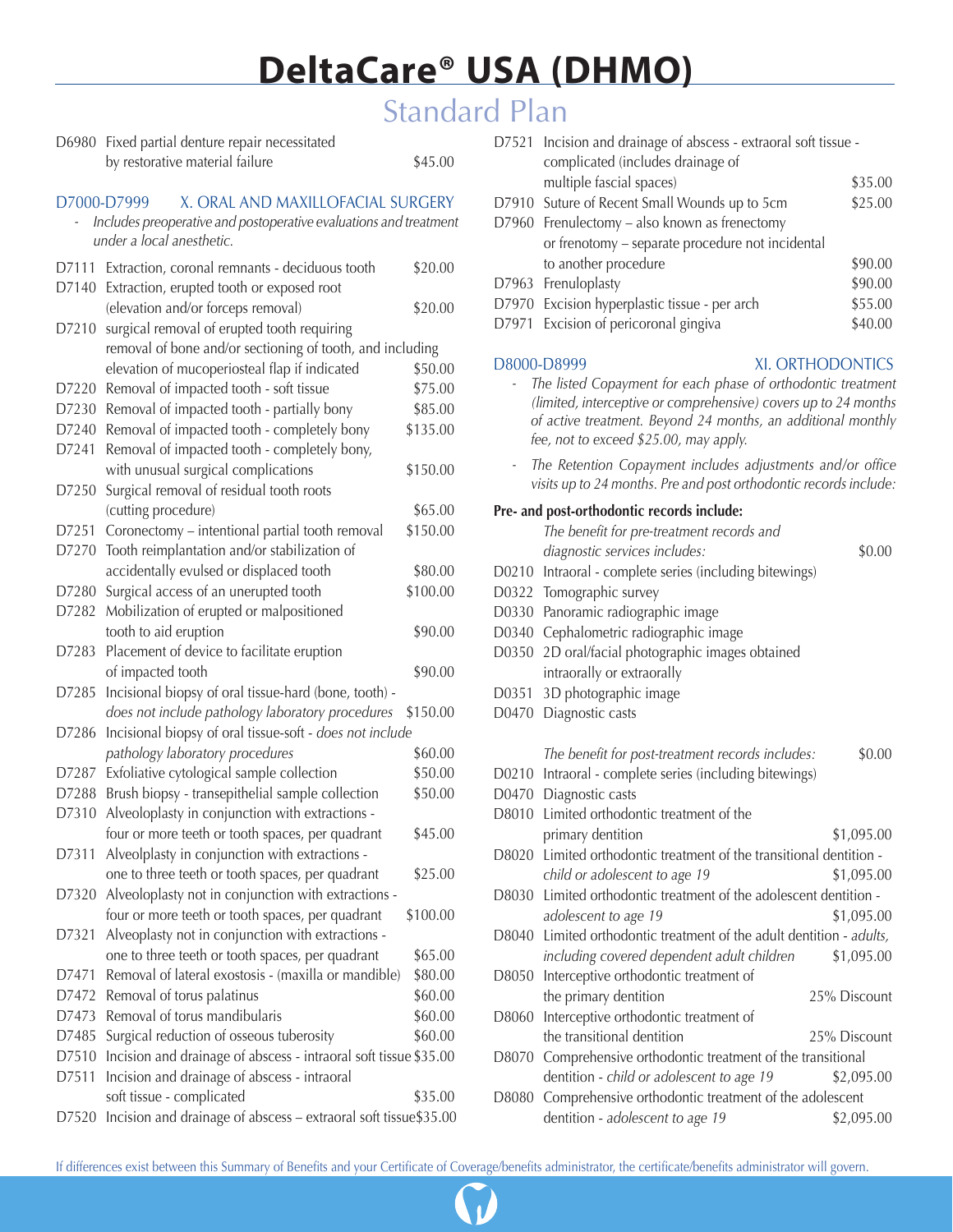# DeltaCare® USA (DHMO)

## Standard Plan

| Code | Description | Copayment |
|---|---|---|
| D6980 | Fixed partial denture repair necessitated by restorative material failure | $45.00 |

### D7000-D7999 X. ORAL AND MAXILLOFACIAL SURGERY

- *Includes preoperative and postoperative evaluations and treatment under a local anesthetic.*

| Code | Description | Copayment |
|---|---|---|
| D7111 | Extraction, coronal remnants - deciduous tooth | $20.00 |
| D7140 | Extraction, erupted tooth or exposed root (elevation and/or forceps removal) | $20.00 |
| D7210 | surgical removal of erupted tooth requiring removal of bone and/or sectioning of tooth, and including elevation of mucoperiosteal flap if indicated | $50.00 |
| D7220 | Removal of impacted tooth - soft tissue | $75.00 |
| D7230 | Removal of impacted tooth - partially bony | $85.00 |
| D7240 | Removal of impacted tooth - completely bony | $135.00 |
| D7241 | Removal of impacted tooth - completely bony, with unusual surgical complications | $150.00 |
| D7250 | Surgical removal of residual tooth roots (cutting procedure) | $65.00 |
| D7251 | Coronectomy – intentional partial tooth removal | $150.00 |
| D7270 | Tooth reimplantation and/or stabilization of accidentally evulsed or displaced tooth | $80.00 |
| D7280 | Surgical access of an unerupted tooth | $100.00 |
| D7282 | Mobilization of erupted or malpositioned tooth to aid eruption | $90.00 |
| D7283 | Placement of device to facilitate eruption of impacted tooth | $90.00 |
| D7285 | Incisional biopsy of oral tissue-hard (bone, tooth) - *does not include pathology laboratory procedures* | $150.00 |
| D7286 | Incisional biopsy of oral tissue-soft - *does not include pathology laboratory procedures* | $60.00 |
| D7287 | Exfoliative cytological sample collection | $50.00 |
| D7288 | Brush biopsy - transepithelial sample collection | $50.00 |
| D7310 | Alveoloplasty in conjunction with extractions - four or more teeth or tooth spaces, per quadrant | $45.00 |
| D7311 | Alveolplasty in conjunction with extractions - one to three teeth or tooth spaces, per quadrant | $25.00 |
| D7320 | Alveoloplasty not in conjunction with extractions - four or more teeth or tooth spaces, per quadrant | $100.00 |
| D7321 | Alveoplasty not in conjunction with extractions - one to three teeth or tooth spaces, per quadrant | $65.00 |
| D7471 | Removal of lateral exostosis - (maxilla or mandible) | $80.00 |
| D7472 | Removal of torus palatinus | $60.00 |
| D7473 | Removal of torus mandibularis | $60.00 |
| D7485 | Surgical reduction of osseous tuberosity | $60.00 |
| D7510 | Incision and drainage of abscess - intraoral soft tissue | $35.00 |
| D7511 | Incision and drainage of abscess - intraoral soft tissue - complicated | $35.00 |
| D7520 | Incision and drainage of abscess – extraoral soft tissue | $35.00 |
| D7521 | Incision and drainage of abscess - extraoral soft tissue - complicated (includes drainage of multiple fascial spaces) | $35.00 |
| D7910 | Suture of Recent Small Wounds up to 5cm | $25.00 |
| D7960 | Frenulectomy – also known as frenectomy or frenotomy – separate procedure not incidental to another procedure | $90.00 |
| D7963 | Frenuloplasty | $90.00 |
| D7970 | Excision hyperplastic tissue - per arch | $55.00 |
| D7971 | Excision of pericoronal gingiva | $40.00 |

### D8000-D8999 XI. ORTHODONTICS

- *The listed Copayment for each phase of orthodontic treatment (limited, interceptive or comprehensive) covers up to 24 months of active treatment. Beyond 24 months, an additional monthly fee, not to exceed $25.00, may apply.*
- *The Retention Copayment includes adjustments and/or office visits up to 24 months. Pre and post orthodontic records include:*

**Pre- and post-orthodontic records include:**

| Code | Description | Copayment |
|---|---|---|
| | *The benefit for pre-treatment records and diagnostic services includes:* | $0.00 |
| D0210 | Intraoral - complete series (including bitewings) | |
| D0322 | Tomographic survey | |
| D0330 | Panoramic radiographic image | |
| D0340 | Cephalometric radiographic image | |
| D0350 | 2D oral/facial photographic images obtained intraorally or extraorally | |
| D0351 | 3D photographic image | |
| D0470 | Diagnostic casts | |
| | *The benefit for post-treatment records includes:* | $0.00 |
| D0210 | Intraoral - complete series (including bitewings) | |
| D0470 | Diagnostic casts | |
| D8010 | Limited orthodontic treatment of the primary dentition | $1,095.00 |
| D8020 | Limited orthodontic treatment of the transitional dentition - *child or adolescent to age 19* | $1,095.00 |
| D8030 | Limited orthodontic treatment of the adolescent dentition - *adolescent to age 19* | $1,095.00 |
| D8040 | Limited orthodontic treatment of the adult dentition - *adults, including covered dependent adult children* | $1,095.00 |
| D8050 | Interceptive orthodontic treatment of the primary dentition | 25% Discount |
| D8060 | Interceptive orthodontic treatment of the transitional dentition | 25% Discount |
| D8070 | Comprehensive orthodontic treatment of the transitional dentition - *child or adolescent to age 19* | $2,095.00 |
| D8080 | Comprehensive orthodontic treatment of the adolescent dentition - *adolescent to age 19* | $2,095.00 |

If differences exist between this Summary of Benefits and your Certificate of Coverage/benefits administrator, the certificate/benefits administrator will govern.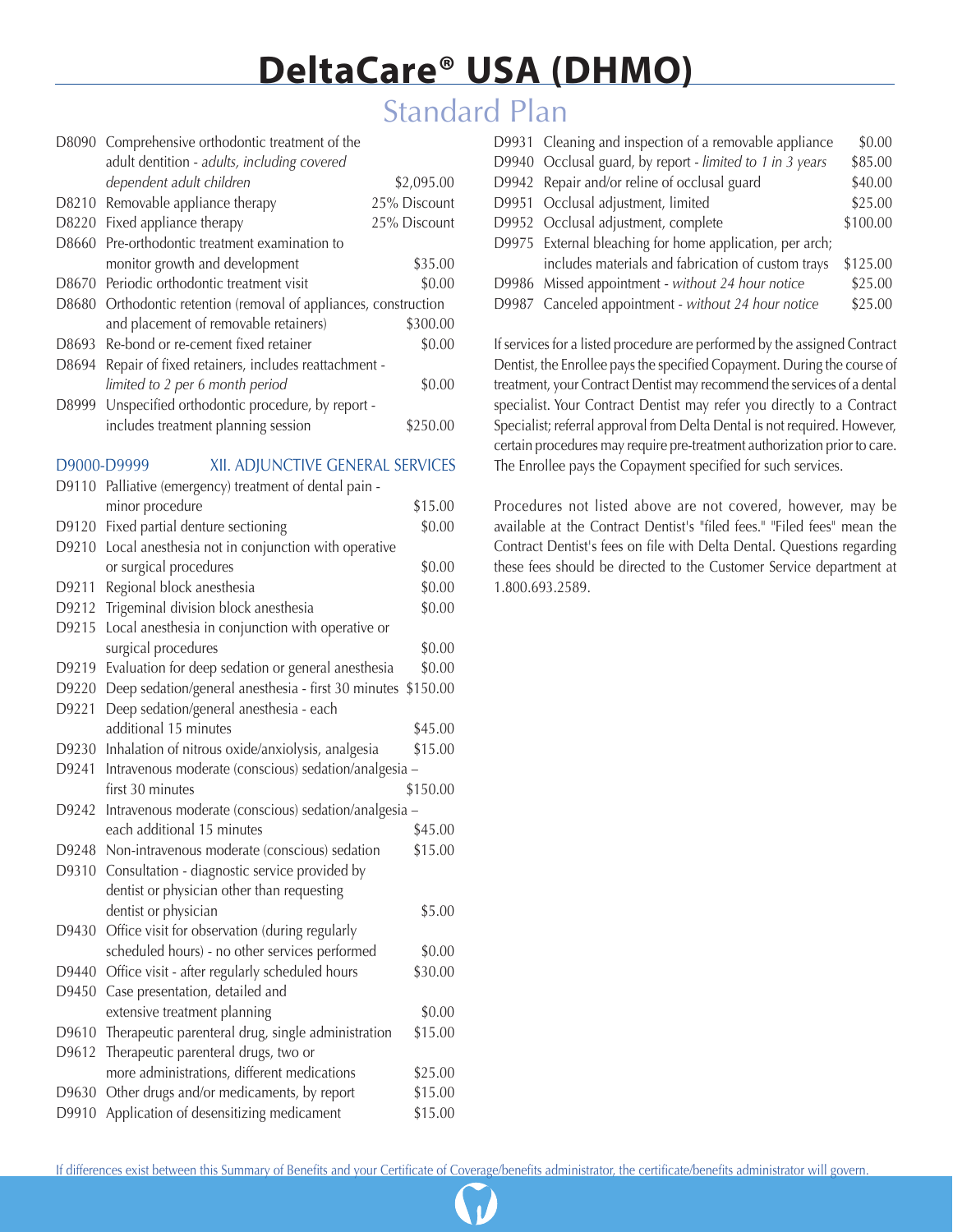# DeltaCare® USA (DHMO)

## Standard Plan

| | | |
|---|---|---|
| D8090 | Comprehensive orthodontic treatment of the adult dentition - *adults, including covered dependent adult children* | $2,095.00 |
| D8210 | Removable appliance therapy | 25% Discount |
| D8220 | Fixed appliance therapy | 25% Discount |
| D8660 | Pre-orthodontic treatment examination to monitor growth and development | $35.00 |
| D8670 | Periodic orthodontic treatment visit | $0.00 |
| D8680 | Orthodontic retention (removal of appliances, construction and placement of removable retainers) | $300.00 |
| D8693 | Re-bond or re-cement fixed retainer | $0.00 |
| D8694 | Repair of fixed retainers, includes reattachment - *limited to 2 per 6 month period* | $0.00 |
| D8999 | Unspecified orthodontic procedure, by report - includes treatment planning session | $250.00 |

### D9000-D9999 XII. ADJUNCTIVE GENERAL SERVICES

| | | |
|---|---|---|
| D9110 | Palliative (emergency) treatment of dental pain - minor procedure | $15.00 |
| D9120 | Fixed partial denture sectioning | $0.00 |
| D9210 | Local anesthesia not in conjunction with operative or surgical procedures | $0.00 |
| D9211 | Regional block anesthesia | $0.00 |
| D9212 | Trigeminal division block anesthesia | $0.00 |
| D9215 | Local anesthesia in conjunction with operative or surgical procedures | $0.00 |
| D9219 | Evaluation for deep sedation or general anesthesia | $0.00 |
| D9220 | Deep sedation/general anesthesia - first 30 minutes | $150.00 |
| D9221 | Deep sedation/general anesthesia - each additional 15 minutes | $45.00 |
| D9230 | Inhalation of nitrous oxide/anxiolysis, analgesia | $15.00 |
| D9241 | Intravenous moderate (conscious) sedation/analgesia – first 30 minutes | $150.00 |
| D9242 | Intravenous moderate (conscious) sedation/analgesia – each additional 15 minutes | $45.00 |
| D9248 | Non-intravenous moderate (conscious) sedation | $15.00 |
| D9310 | Consultation - diagnostic service provided by dentist or physician other than requesting dentist or physician | $5.00 |
| D9430 | Office visit for observation (during regularly scheduled hours) - no other services performed | $0.00 |
| D9440 | Office visit - after regularly scheduled hours | $30.00 |
| D9450 | Case presentation, detailed and extensive treatment planning | $0.00 |
| D9610 | Therapeutic parenteral drug, single administration | $15.00 |
| D9612 | Therapeutic parenteral drugs, two or more administrations, different medications | $25.00 |
| D9630 | Other drugs and/or medicaments, by report | $15.00 |
| D9910 | Application of desensitizing medicament | $15.00 |
| D9931 | Cleaning and inspection of a removable appliance | $0.00 |
| D9940 | Occlusal guard, by report - *limited to 1 in 3 years* | $85.00 |
| D9942 | Repair and/or reline of occlusal guard | $40.00 |
| D9951 | Occlusal adjustment, limited | $25.00 |
| D9952 | Occlusal adjustment, complete | $100.00 |
| D9975 | External bleaching for home application, per arch; includes materials and fabrication of custom trays | $125.00 |
| D9986 | Missed appointment - *without 24 hour notice* | $25.00 |
| D9987 | Canceled appointment - *without 24 hour notice* | $25.00 |

If services for a listed procedure are performed by the assigned Contract Dentist, the Enrollee pays the specified Copayment. During the course of treatment, your Contract Dentist may recommend the services of a dental specialist. Your Contract Dentist may refer you directly to a Contract Specialist; referral approval from Delta Dental is not required. However, certain procedures may require pre-treatment authorization prior to care. The Enrollee pays the Copayment specified for such services.

Procedures not listed above are not covered, however, may be available at the Contract Dentist's "filed fees." "Filed fees" mean the Contract Dentist's fees on file with Delta Dental. Questions regarding these fees should be directed to the Customer Service department at 1.800.693.2589.

If differences exist between this Summary of Benefits and your Certificate of Coverage/benefits administrator, the certificate/benefits administrator will govern.